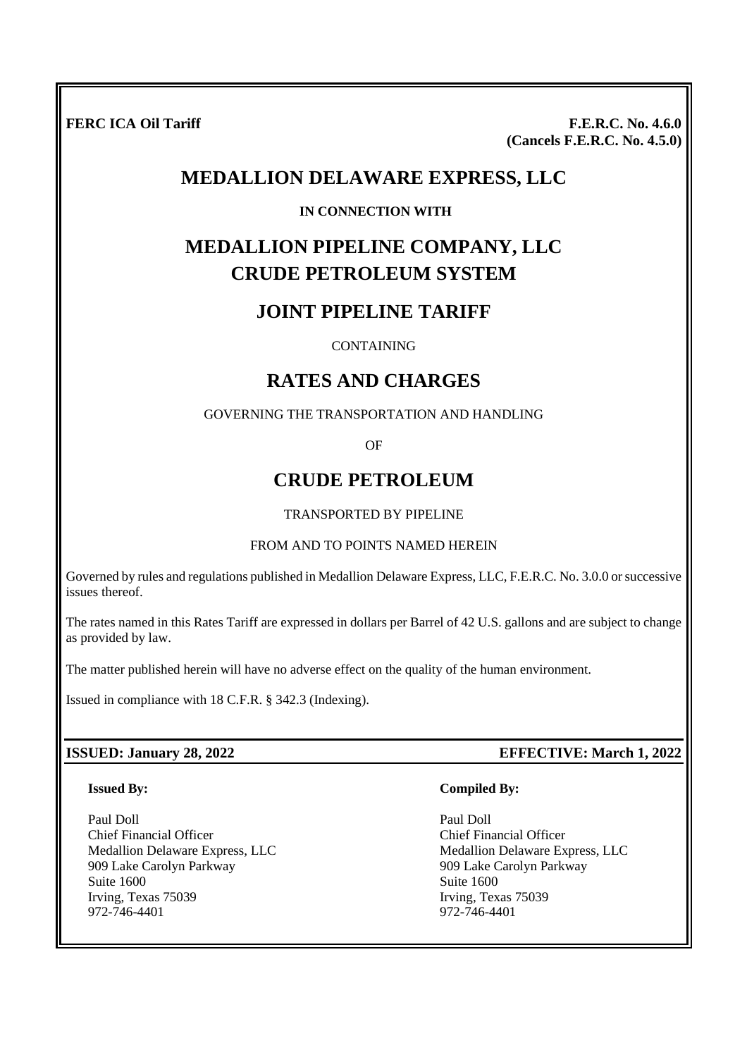**FERC ICA Oil Tariff**

**F.E.R.C. No. 4.6.0**
**(Cancels F.E.R.C. No. 4.5.0)**

# MEDALLION DELAWARE EXPRESS, LLC

**IN CONNECTION WITH**

# MEDALLION PIPELINE COMPANY, LLC
# CRUDE PETROLEUM SYSTEM

## JOINT PIPELINE TARIFF

CONTAINING

## RATES AND CHARGES

GOVERNING THE TRANSPORTATION AND HANDLING

OF

## CRUDE PETROLEUM

TRANSPORTED BY PIPELINE

FROM AND TO POINTS NAMED HEREIN

Governed by rules and regulations published in Medallion Delaware Express, LLC, F.E.R.C. No. 3.0.0 or successive issues thereof.

The rates named in this Rates Tariff are expressed in dollars per Barrel of 42 U.S. gallons and are subject to change as provided by law.

The matter published herein will have no adverse effect on the quality of the human environment.

Issued in compliance with 18 C.F.R. § 342.3 (Indexing).

**ISSUED: January 28, 2022** | **EFFECTIVE: March 1, 2022**

**Issued By:**

Paul Doll
Chief Financial Officer
Medallion Delaware Express, LLC
909 Lake Carolyn Parkway
Suite 1600
Irving, Texas 75039
972-746-4401

**Compiled By:**

Paul Doll
Chief Financial Officer
Medallion Delaware Express, LLC
909 Lake Carolyn Parkway
Suite 1600
Irving, Texas 75039
972-746-4401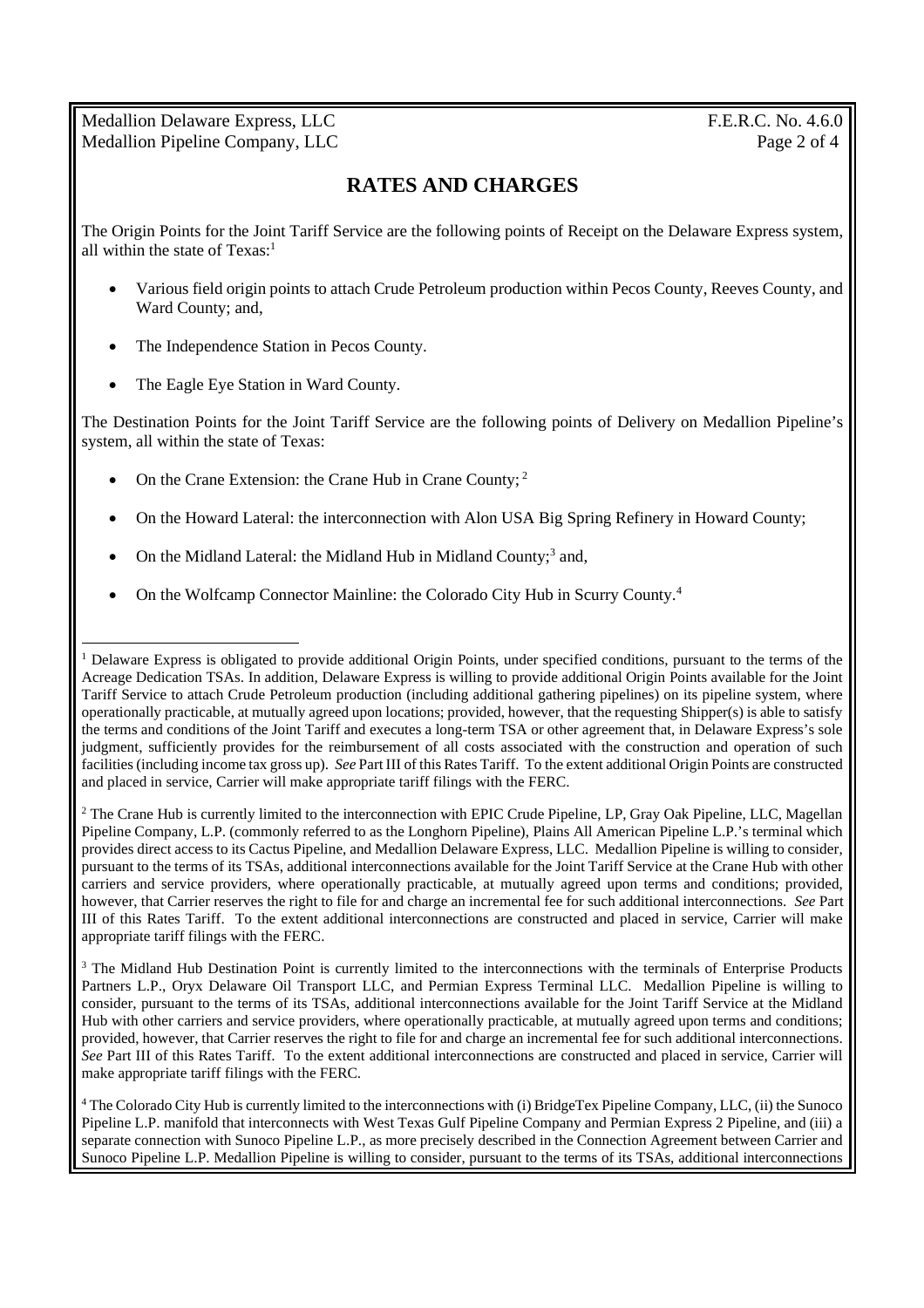## RATES AND CHARGES

The Origin Points for the Joint Tariff Service are the following points of Receipt on the Delaware Express system, all within the state of Texas:[1]

- Various field origin points to attach Crude Petroleum production within Pecos County, Reeves County, and Ward County; and,
- The Independence Station in Pecos County.
- The Eagle Eye Station in Ward County.

The Destination Points for the Joint Tariff Service are the following points of Delivery on Medallion Pipeline's system, all within the state of Texas:

- On the Crane Extension: the Crane Hub in Crane County; [2]
- On the Howard Lateral: the interconnection with Alon USA Big Spring Refinery in Howard County;
- On the Midland Lateral: the Midland Hub in Midland County;[3] and,
- On the Wolfcamp Connector Mainline: the Colorado City Hub in Scurry County.[4]

---

[1] Delaware Express is obligated to provide additional Origin Points, under specified conditions, pursuant to the terms of the Acreage Dedication TSAs. In addition, Delaware Express is willing to provide additional Origin Points available for the Joint Tariff Service to attach Crude Petroleum production (including additional gathering pipelines) on its pipeline system, where operationally practicable, at mutually agreed upon locations; provided, however, that the requesting Shipper(s) is able to satisfy the terms and conditions of the Joint Tariff and executes a long-term TSA or other agreement that, in Delaware Express's sole judgment, sufficiently provides for the reimbursement of all costs associated with the construction and operation of such facilities (including income tax gross up). *See* Part III of this Rates Tariff. To the extent additional Origin Points are constructed and placed in service, Carrier will make appropriate tariff filings with the FERC.

[2] The Crane Hub is currently limited to the interconnection with EPIC Crude Pipeline, LP, Gray Oak Pipeline, LLC, Magellan Pipeline Company, L.P. (commonly referred to as the Longhorn Pipeline), Plains All American Pipeline L.P.'s terminal which provides direct access to its Cactus Pipeline, and Medallion Delaware Express, LLC. Medallion Pipeline is willing to consider, pursuant to the terms of its TSAs, additional interconnections available for the Joint Tariff Service at the Crane Hub with other carriers and service providers, where operationally practicable, at mutually agreed upon terms and conditions; provided, however, that Carrier reserves the right to file for and charge an incremental fee for such additional interconnections. *See* Part III of this Rates Tariff. To the extent additional interconnections are constructed and placed in service, Carrier will make appropriate tariff filings with the FERC.

[3] The Midland Hub Destination Point is currently limited to the interconnections with the terminals of Enterprise Products Partners L.P., Oryx Delaware Oil Transport LLC, and Permian Express Terminal LLC. Medallion Pipeline is willing to consider, pursuant to the terms of its TSAs, additional interconnections available for the Joint Tariff Service at the Midland Hub with other carriers and service providers, where operationally practicable, at mutually agreed upon terms and conditions; provided, however, that Carrier reserves the right to file for and charge an incremental fee for such additional interconnections. *See* Part III of this Rates Tariff. To the extent additional interconnections are constructed and placed in service, Carrier will make appropriate tariff filings with the FERC.

[4] The Colorado City Hub is currently limited to the interconnections with (i) BridgeTex Pipeline Company, LLC, (ii) the Sunoco Pipeline L.P. manifold that interconnects with West Texas Gulf Pipeline Company and Permian Express 2 Pipeline, and (iii) a separate connection with Sunoco Pipeline L.P., as more precisely described in the Connection Agreement between Carrier and Sunoco Pipeline L.P. Medallion Pipeline is willing to consider, pursuant to the terms of its TSAs, additional interconnections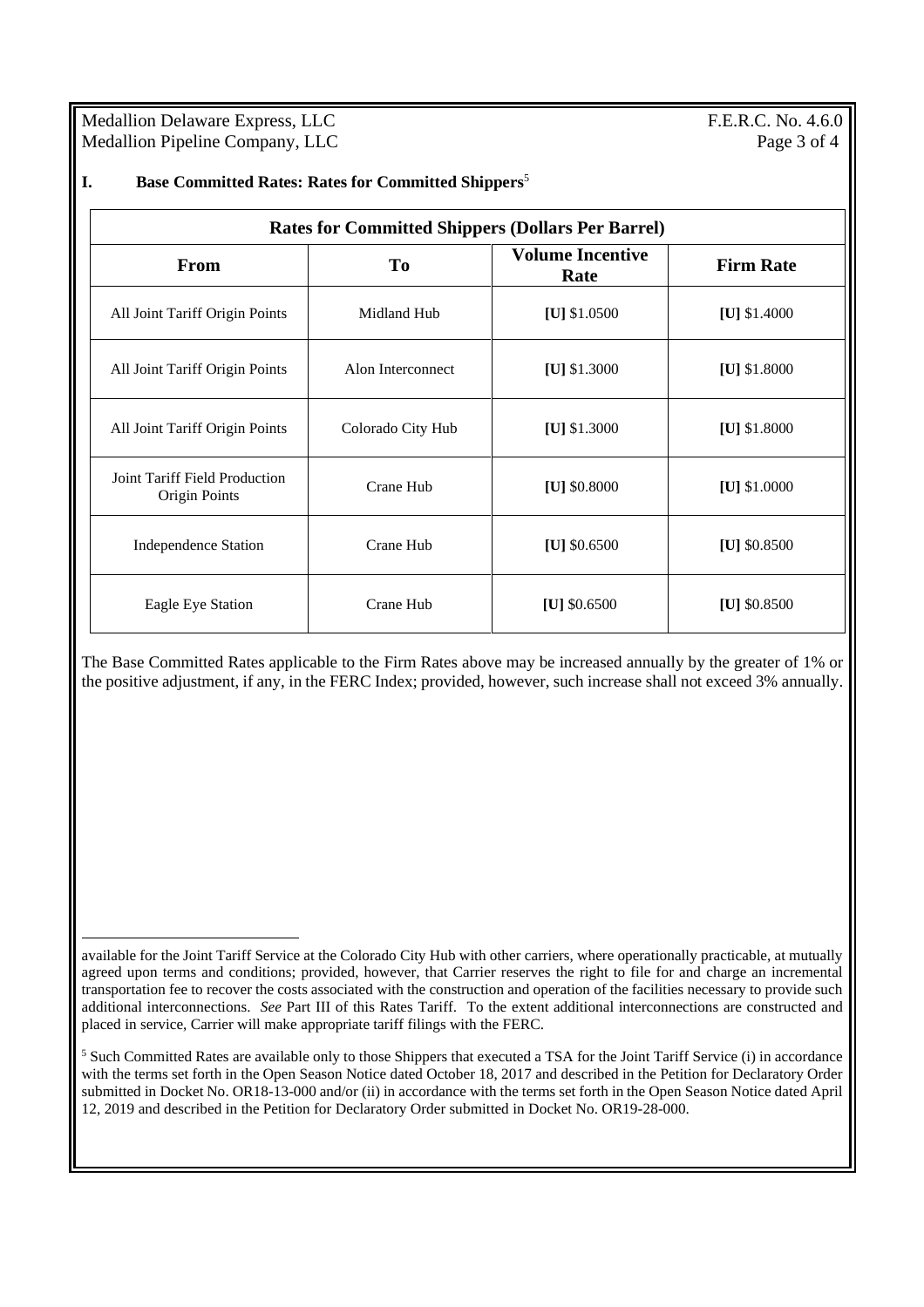## I. Base Committed Rates: Rates for Committed Shippers[5]

| Rates for Committed Shippers (Dollars Per Barrel) | | | |
|---|---|---|---|
| **From** | **To** | **Volume Incentive Rate** | **Firm Rate** |
| All Joint Tariff Origin Points | Midland Hub | **[U]** $1.0500 | **[U]** $1.4000 |
| All Joint Tariff Origin Points | Alon Interconnect | **[U]** $1.3000 | **[U]** $1.8000 |
| All Joint Tariff Origin Points | Colorado City Hub | **[U]** $1.3000 | **[U]** $1.8000 |
| Joint Tariff Field Production Origin Points | Crane Hub | **[U]** $0.8000 | **[U]** $1.0000 |
| Independence Station | Crane Hub | **[U]** $0.6500 | **[U]** $0.8500 |
| Eagle Eye Station | Crane Hub | **[U]** $0.6500 | **[U]** $0.8500 |

The Base Committed Rates applicable to the Firm Rates above may be increased annually by the greater of 1% or the positive adjustment, if any, in the FERC Index; provided, however, such increase shall not exceed 3% annually.

---

available for the Joint Tariff Service at the Colorado City Hub with other carriers, where operationally practicable, at mutually agreed upon terms and conditions; provided, however, that Carrier reserves the right to file for and charge an incremental transportation fee to recover the costs associated with the construction and operation of the facilities necessary to provide such additional interconnections. *See* Part III of this Rates Tariff. To the extent additional interconnections are constructed and placed in service, Carrier will make appropriate tariff filings with the FERC.

[5] Such Committed Rates are available only to those Shippers that executed a TSA for the Joint Tariff Service (i) in accordance with the terms set forth in the Open Season Notice dated October 18, 2017 and described in the Petition for Declaratory Order submitted in Docket No. OR18-13-000 and/or (ii) in accordance with the terms set forth in the Open Season Notice dated April 12, 2019 and described in the Petition for Declaratory Order submitted in Docket No. OR19-28-000.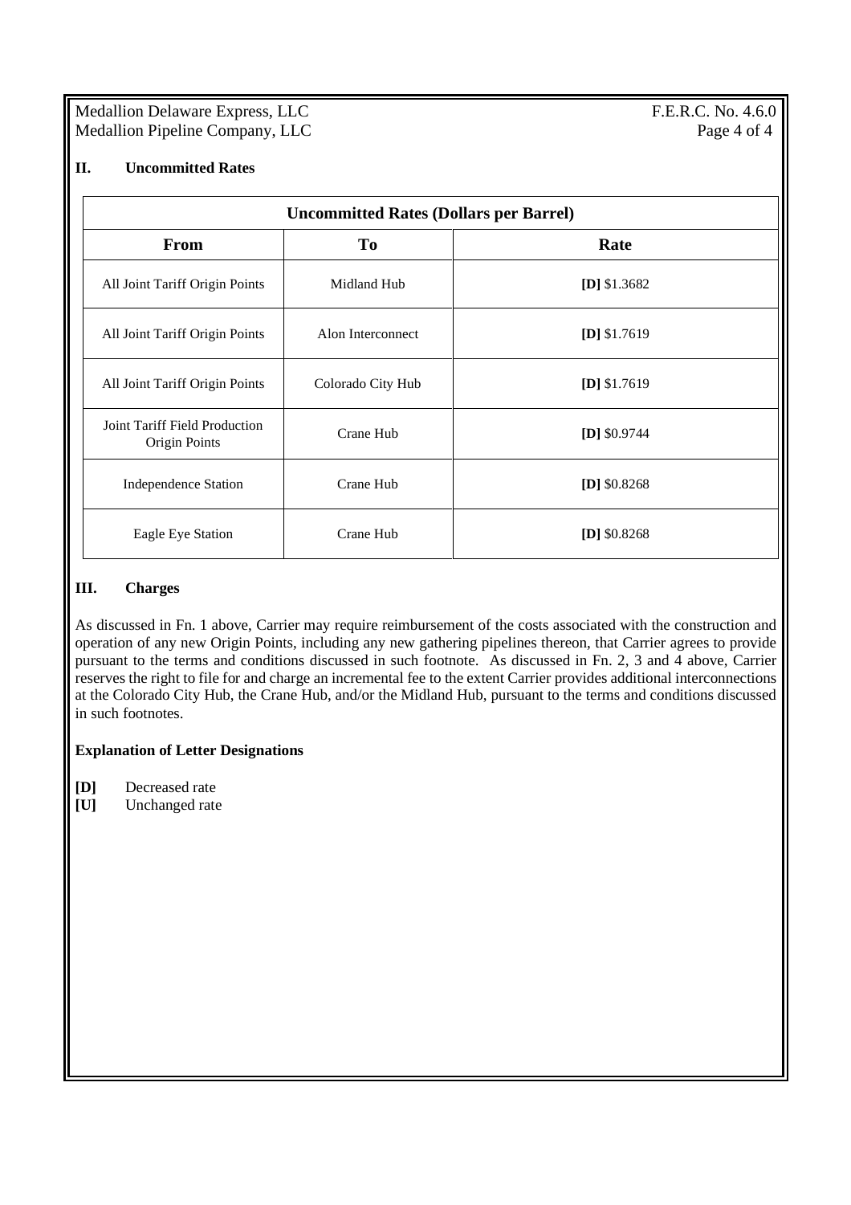## II. Uncommitted Rates

| Uncommitted Rates (Dollars per Barrel) | | |
|---|---|---|
| **From** | **To** | **Rate** |
| All Joint Tariff Origin Points | Midland Hub | **[D]** $1.3682 |
| All Joint Tariff Origin Points | Alon Interconnect | **[D]** $1.7619 |
| All Joint Tariff Origin Points | Colorado City Hub | **[D]** $1.7619 |
| Joint Tariff Field Production Origin Points | Crane Hub | **[D]** $0.9744 |
| Independence Station | Crane Hub | **[D]** $0.8268 |
| Eagle Eye Station | Crane Hub | **[D]** $0.8268 |

## III. Charges

As discussed in Fn. 1 above, Carrier may require reimbursement of the costs associated with the construction and operation of any new Origin Points, including any new gathering pipelines thereon, that Carrier agrees to provide pursuant to the terms and conditions discussed in such footnote. As discussed in Fn. 2, 3 and 4 above, Carrier reserves the right to file for and charge an incremental fee to the extent Carrier provides additional interconnections at the Colorado City Hub, the Crane Hub, and/or the Midland Hub, pursuant to the terms and conditions discussed in such footnotes.

**Explanation of Letter Designations**

**[D]** Decreased rate
**[U]** Unchanged rate